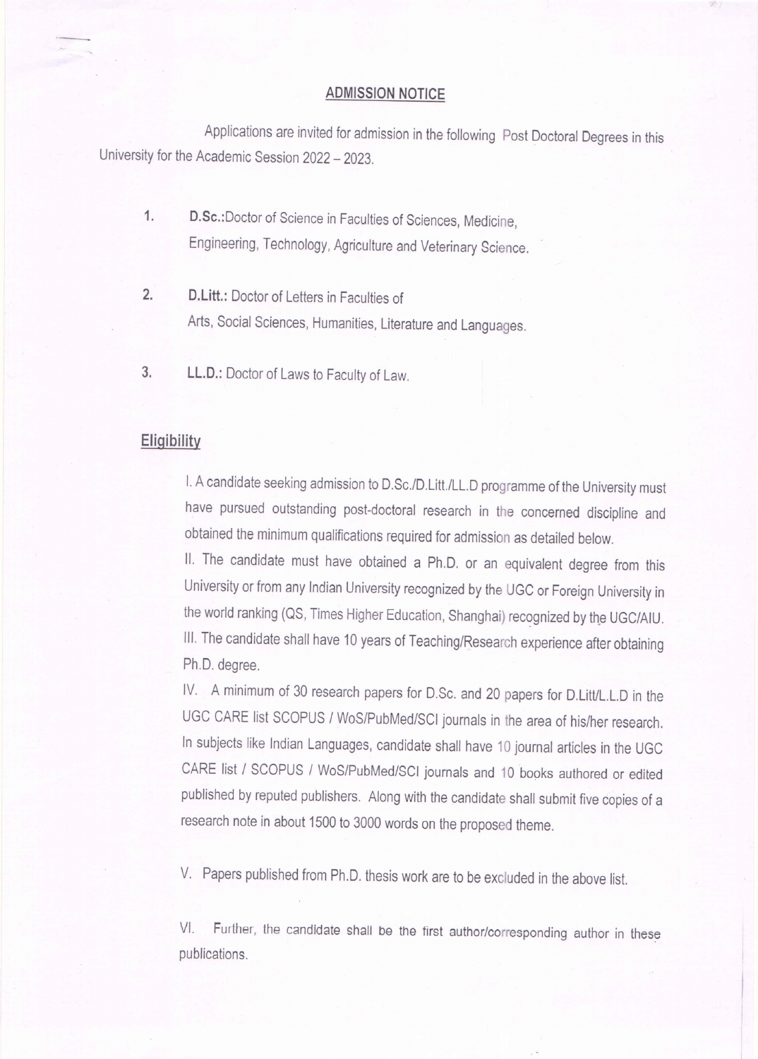## ADMISSION NOTICE

Applications are invited for admission in the following Post Doctoral Degrees in this University for the Academic Session 2022 – 2023.

1. **D.Sc.:**Doctor of Science in Faculties of Sciences, Medicine, Engineering, Technology, Agriculture and Veterinary Science.

2. **D.Litt.:** Doctor of Letters in Faculties of Arts, Social Sciences, Humanities, Literature and Languages.

3. **LL.D.:** Doctor of Laws to Faculty of Law.

### Eligibility

I. A candidate seeking admission to D.Sc./D.Litt./LL.D programme of the University must have pursued outstanding post-doctoral research in the concerned discipline and obtained the minimum qualifications required for admission as detailed below.

II. The candidate must have obtained a Ph.D. or an equivalent degree from this University or from any Indian University recognized by the UGC or Foreign University in the world ranking (QS, Times Higher Education, Shanghai) recognized by the UGC/AIU.

III. The candidate shall have 10 years of Teaching/Research experience after obtaining Ph.D. degree.

IV. A minimum of 30 research papers for D.Sc. and 20 papers for D.Litt/L.L.D in the UGC CARE list SCOPUS / WoS/PubMed/SCI journals in the area of his/her research. In subjects like Indian Languages, candidate shall have 10 journal articles in the UGC CARE list / SCOPUS / WoS/PubMed/SCI journals and 10 books authored or edited published by reputed publishers. Along with the candidate shall submit five copies of a research note in about 1500 to 3000 words on the proposed theme.

V. Papers published from Ph.D. thesis work are to be excluded in the above list.

VI. Further, the candidate shall be the first author/corresponding author in these publications.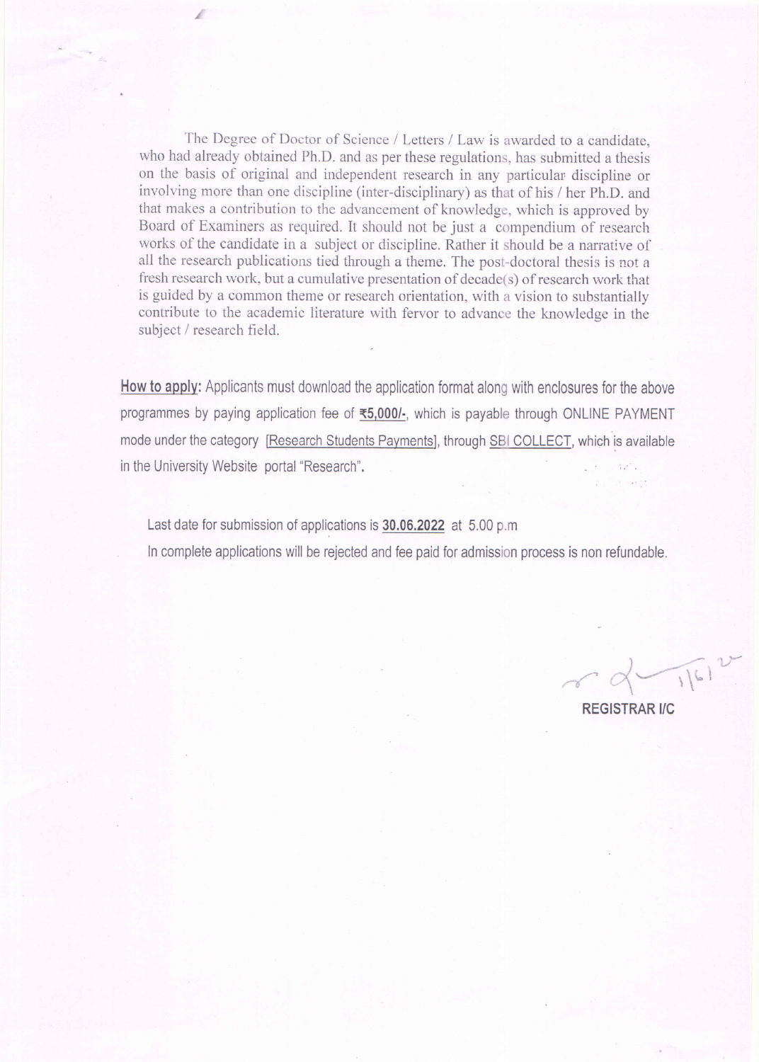The Degree of Doctor of Science / Letters / Law is awarded to a candidate, who had already obtained Ph.D. and as per these regulations, has submitted a thesis on the basis of original and independent research in any particular discipline or involving more than one discipline (inter-disciplinary) as that of his / her Ph.D. and that makes a contribution to the advancement of knowledge, which is approved by Board of Examiners as required. It should not be just a compendium of research works of the candidate in a subject or discipline. Rather it should be a narrative of all the research publications tied through a theme. The post-doctoral thesis is not a fresh research work, but a cumulative presentation of decade(s) of research work that is guided by a common theme or research orientation, with a vision to substantially contribute to the academic literature with fervor to advance the knowledge in the subject / research field.

**How to apply:** Applicants must download the application format along with enclosures for the above programmes by paying application fee of **₹5,000/-**, which is payable through ONLINE PAYMENT mode under the category [Research Students Payments], through SBI COLLECT, which is available in the University Website portal "Research".

Last date for submission of applications is **30.06.2022** at 5.00 p.m

In complete applications will be rejected and fee paid for admission process is non refundable.

**REGISTRAR I/C**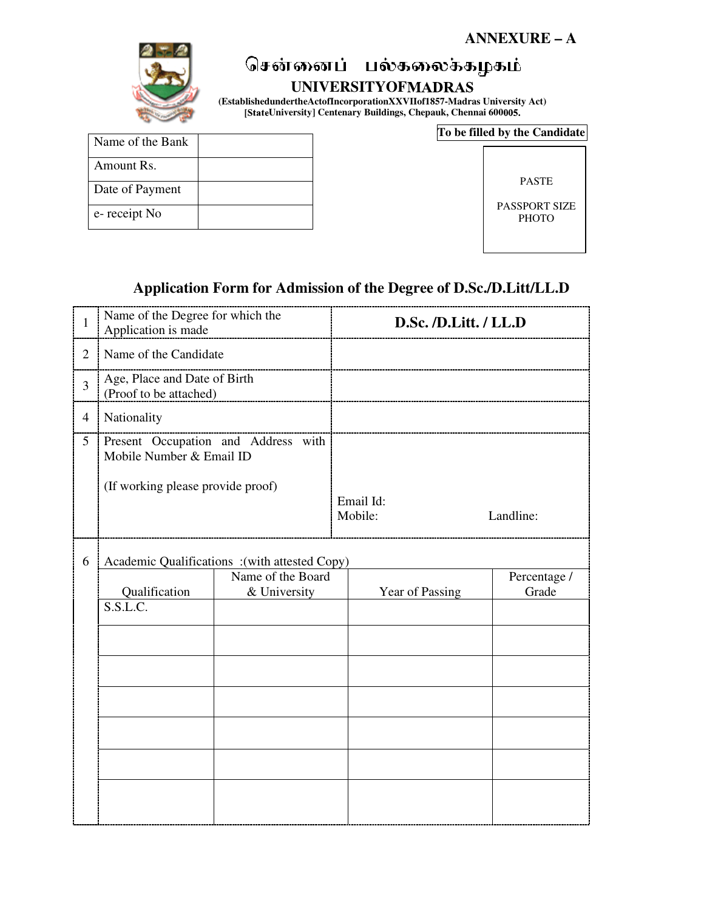**ANNEXURE – A**

# சென்னைப் பல்கலைக்கழகம்

## UNIVERSITYOFMADRAS

**(EstablishedundertheActofIncorporationXXVIIof1857-Madras University Act)**
**[StateUniversity] Centenary Buildings, Chepauk, Chennai 600005.**

| Name of the Bank | |
|---|---|
| Amount Rs. | |
| Date of Payment | |
| e- receipt No | |

**To be filled by the Candidate**

PASTE

PASSPORT SIZE PHOTO

## Application Form for Admission of the Degree of D.Sc./D.Litt/LL.D

| | | |
|---|---|---|
| 1 | Name of the Degree for which the Application is made | **D.Sc. /D.Litt. / LL.D** |
| 2 | Name of the Candidate | |
| 3 | Age, Place and Date of Birth (Proof to be attached) | |
| 4 | Nationality | |
| 5 | Present Occupation and Address with Mobile Number & Email ID<br><br>(If working please provide proof) | Email Id:<br>Mobile: Landline: |
| 6 | Academic Qualifications :(with attested Copy) | |

| Qualification | Name of the Board & University | Year of Passing | Percentage / Grade |
|---|---|---|---|
| S.S.L.C. | | | |
| | | | |
| | | | |
| | | | |
| | | | |
| | | | |
| | | | |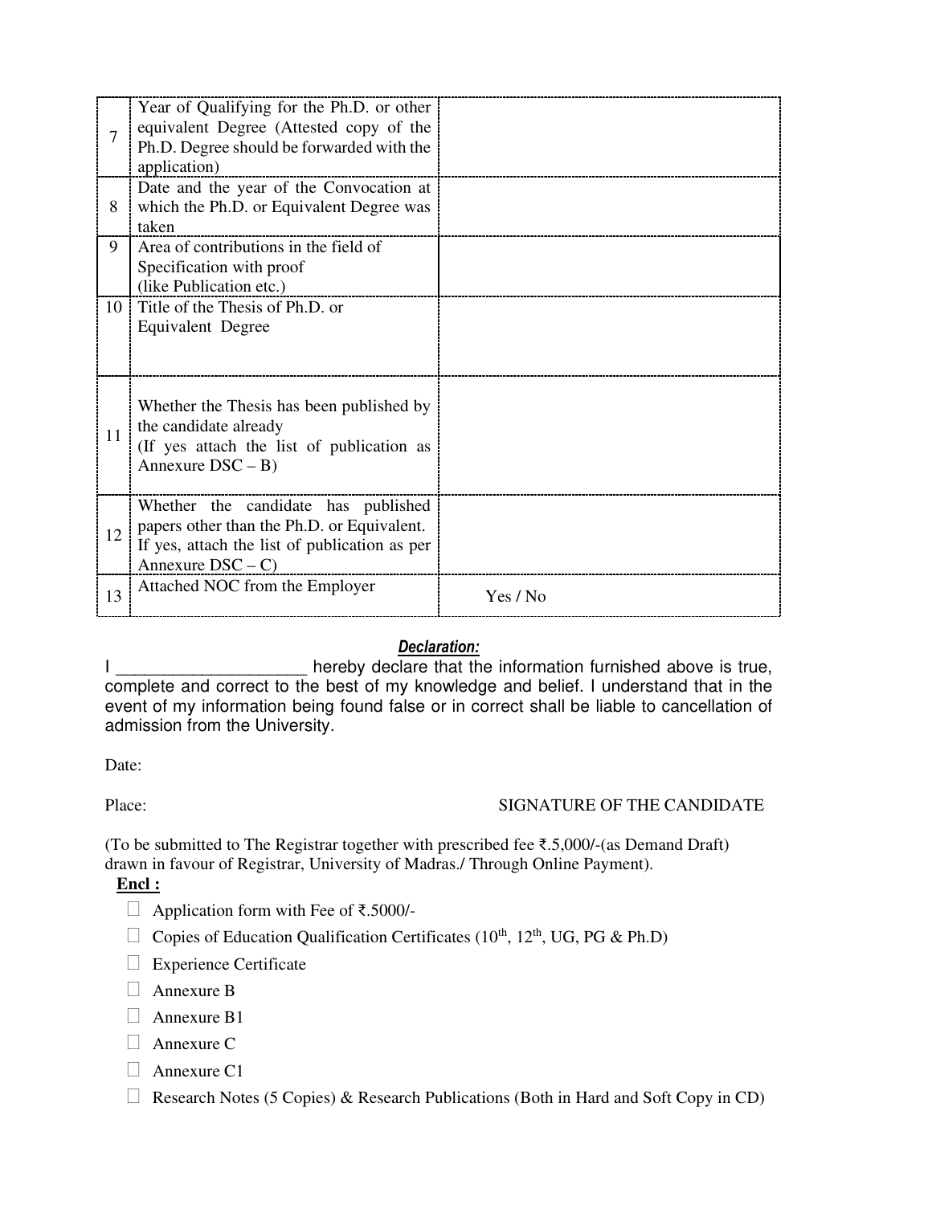| | | |
|---|---|---|
| 7 | Year of Qualifying for the Ph.D. or other equivalent Degree (Attested copy of the Ph.D. Degree should be forwarded with the application) | |
| 8 | Date and the year of the Convocation at which the Ph.D. or Equivalent Degree was taken | |
| 9 | Area of contributions in the field of Specification with proof (like Publication etc.) | |
| 10 | Title of the Thesis of Ph.D. or Equivalent Degree | |
| 11 | Whether the Thesis has been published by the candidate already (If yes attach the list of publication as Annexure DSC – B) | |
| 12 | Whether the candidate has published papers other than the Ph.D. or Equivalent. If yes, attach the list of publication as per Annexure DSC – C) | |
| 13 | Attached NOC from the Employer | Yes / No |

***Declaration:***

I ____________________ hereby declare that the information furnished above is true, complete and correct to the best of my knowledge and belief. I understand that in the event of my information being found false or in correct shall be liable to cancellation of admission from the University.

Date:

Place: SIGNATURE OF THE CANDIDATE

(To be submitted to The Registrar together with prescribed fee ₹.5,000/-(as Demand Draft) drawn in favour of Registrar, University of Madras./ Through Online Payment).

**Encl :**

- ☐ Application form with Fee of ₹.5000/-
- ☐ Copies of Education Qualification Certificates (10th, 12th, UG, PG & Ph.D)
- ☐ Experience Certificate
- ☐ Annexure B
- ☐ Annexure B1
- ☐ Annexure C
- ☐ Annexure C1
- ☐ Research Notes (5 Copies) & Research Publications (Both in Hard and Soft Copy in CD)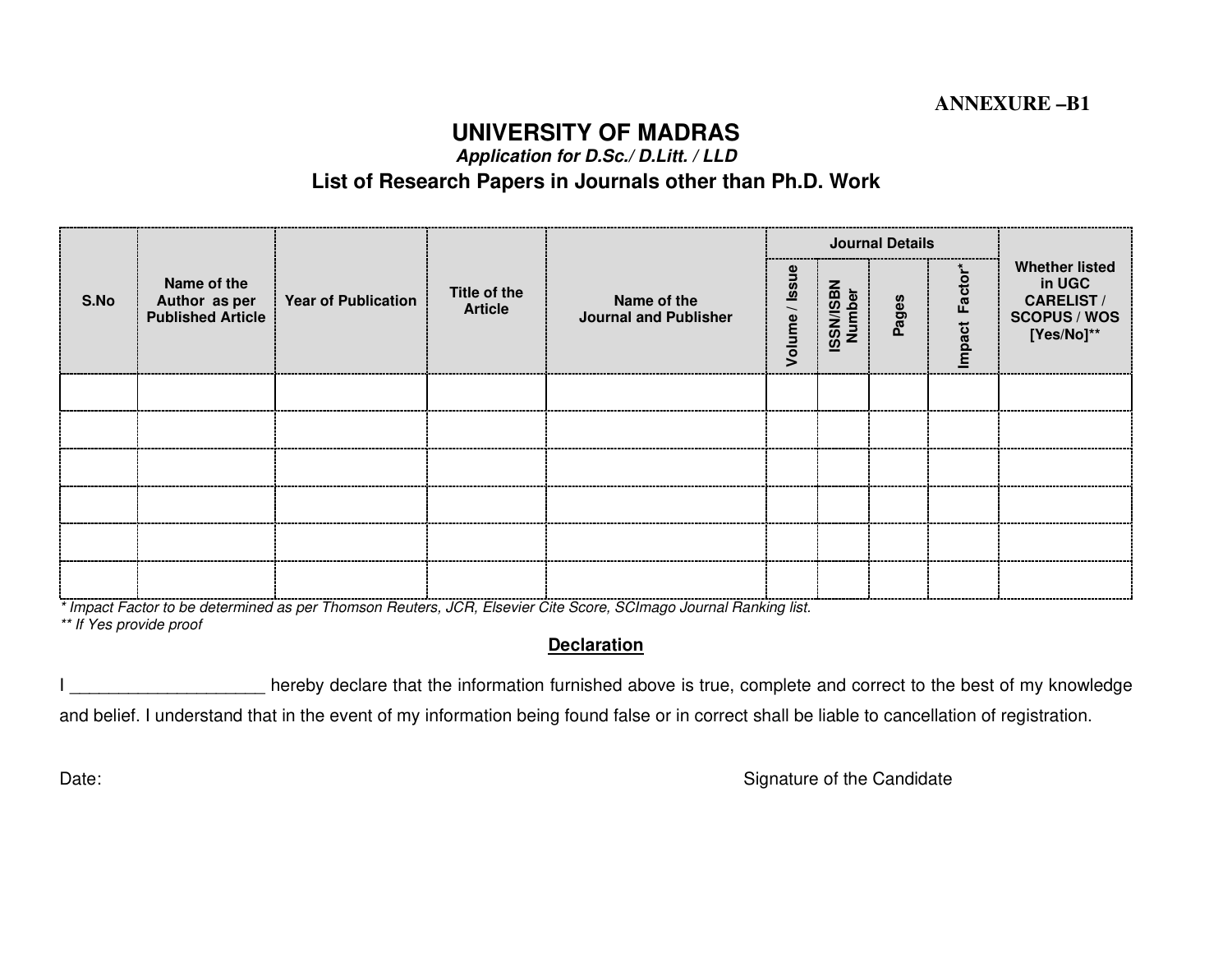ANNEXURE –B1

# UNIVERSITY OF MADRAS

***Application for D.Sc./ D.Litt. / LLD***

## List of Research Papers in Journals other than Ph.D. Work

| S.No | Name of the Author as per Published Article | Year of Publication | Title of the Article | Name of the Journal and Publisher | Journal Details | | | | Whether listed in UGC CARELIST / SCOPUS / WOS [Yes/No]** |
|---|---|---|---|---|---|---|---|---|---|
| | | | | | Volume / Issue | ISSN/ISBN Number | Pages | Impact Factor* | |
| | | | | | | | | | |
| | | | | | | | | | |
| | | | | | | | | | |
| | | | | | | | | | |
| | | | | | | | | | |
| | | | | | | | | | |

*\* Impact Factor to be determined as per Thomson Reuters, JCR, Elsevier Cite Score, SCImago Journal Ranking list.*
*\*\* If Yes provide proof*

**Declaration**

I ____________________ hereby declare that the information furnished above is true, complete and correct to the best of my knowledge and belief. I understand that in the event of my information being found false or in correct shall be liable to cancellation of registration.

Date: Signature of the Candidate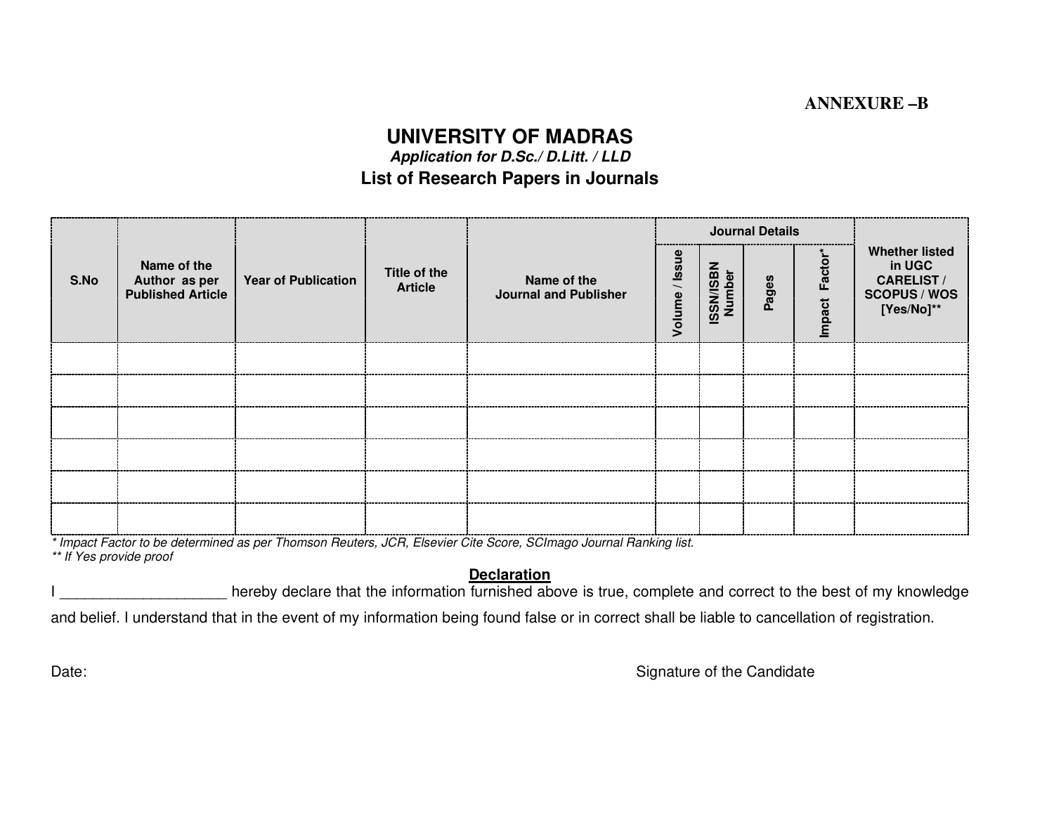**ANNEXURE –B**

# UNIVERSITY OF MADRAS

***Application for D.Sc./ D.Litt. / LLD***

## List of Research Papers in Journals

| S.No | Name of the Author as per Published Article | Year of Publication | Title of the Article | Name of the Journal and Publisher | Journal Details | | | | Whether listed in UGC CARELIST / SCOPUS / WOS [Yes/No]** |
|---|---|---|---|---|---|---|---|---|---|
| | | | | | Volume / Issue | ISSN/ISBN Number | Pages | Impact Factor* | |
| | | | | | | | | | |
| | | | | | | | | | |
| | | | | | | | | | |
| | | | | | | | | | |
| | | | | | | | | | |
| | | | | | | | | | |

*\* Impact Factor to be determined as per Thomson Reuters, JCR, Elsevier Cite Score, SCImago Journal Ranking list.*
*\*\* If Yes provide proof*

**Declaration**

I ____________________ hereby declare that the information furnished above is true, complete and correct to the best of my knowledge and belief. I understand that in the event of my information being found false or in correct shall be liable to cancellation of registration.

Date: Signature of the Candidate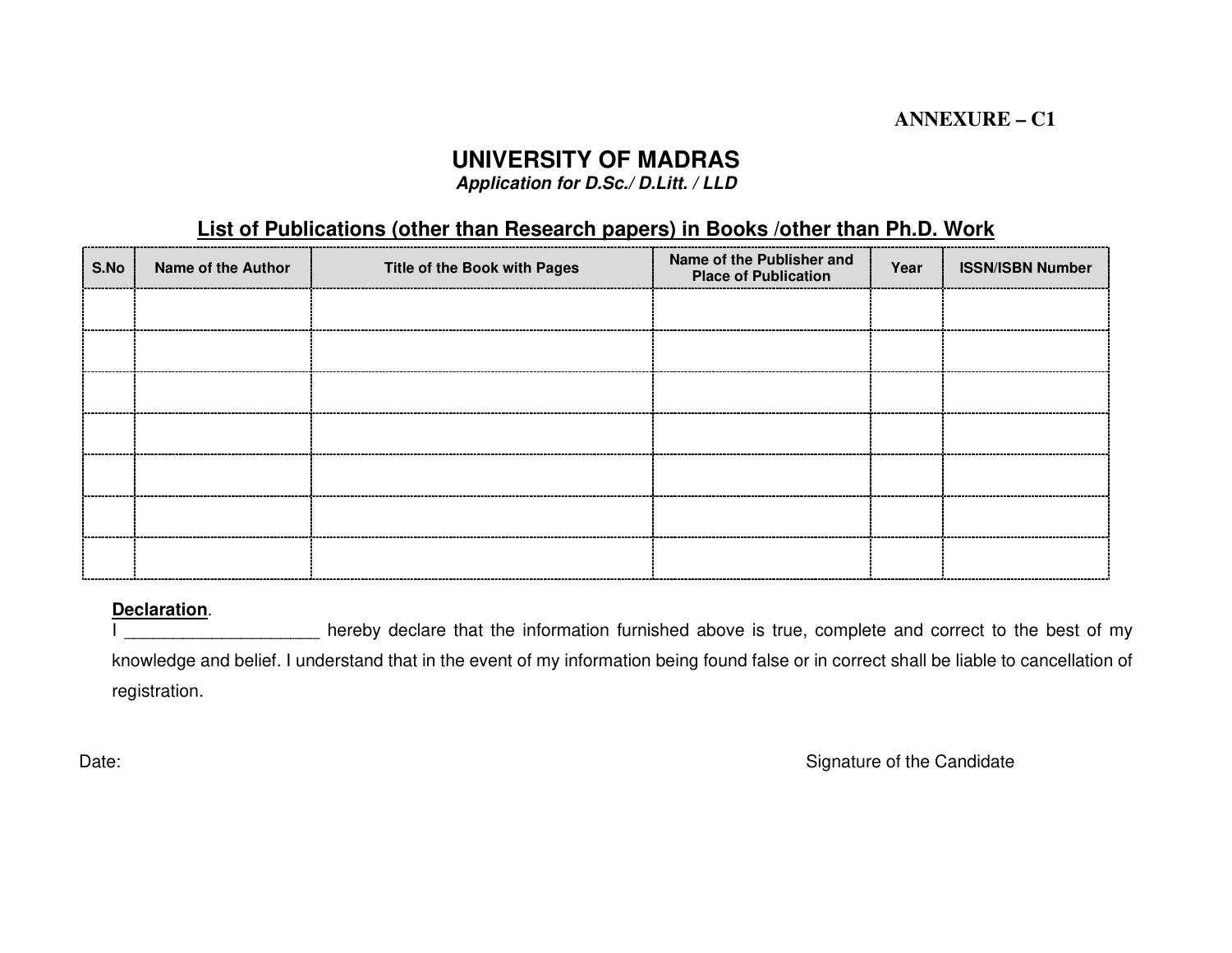**ANNEXURE – C1**

# UNIVERSITY OF MADRAS

***Application for D.Sc./ D.Litt. / LLD***

## List of Publications (other than Research papers) in Books /other than Ph.D. Work

| S.No | Name of the Author | Title of the Book with Pages | Name of the Publisher and Place of Publication | Year | ISSN/ISBN Number |
|---|---|---|---|---|---|
| | | | | | |
| | | | | | |
| | | | | | |
| | | | | | |
| | | | | | |
| | | | | | |
| | | | | | |

**Declaration**.

I ____________________ hereby declare that the information furnished above is true, complete and correct to the best of my knowledge and belief. I understand that in the event of my information being found false or in correct shall be liable to cancellation of registration.

Date:

Signature of the Candidate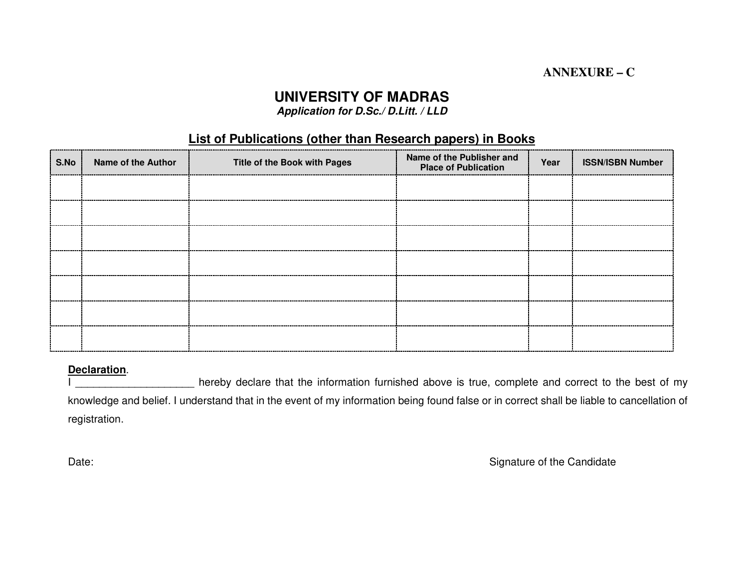**ANNEXURE – C**

# UNIVERSITY OF MADRAS

***Application for D.Sc./ D.Litt. / LLD***

## List of Publications (other than Research papers) in Books

| S.No | Name of the Author | Title of the Book with Pages | Name of the Publisher and Place of Publication | Year | ISSN/ISBN Number |
|---|---|---|---|---|---|
| | | | | | |
| | | | | | |
| | | | | | |
| | | | | | |
| | | | | | |
| | | | | | |
| | | | | | |

**Declaration**.

I ____________________ hereby declare that the information furnished above is true, complete and correct to the best of my knowledge and belief. I understand that in the event of my information being found false or in correct shall be liable to cancellation of registration.

Date: Signature of the Candidate